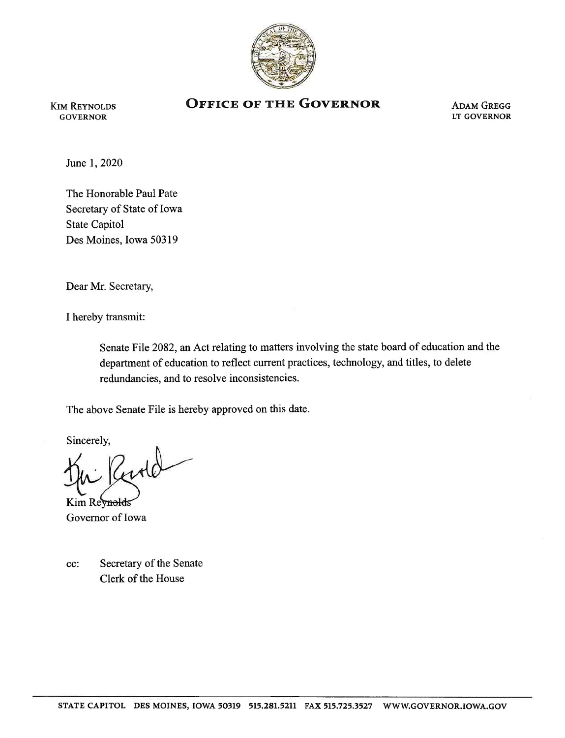KIM REYNOLDS
GOVERNOR

# OFFICE OF THE GOVERNOR

ADAM GREGG
LT GOVERNOR

June 1, 2020

The Honorable Paul Pate
Secretary of State of Iowa
State Capitol
Des Moines, Iowa 50319

Dear Mr. Secretary,

I hereby transmit:

> Senate File 2082, an Act relating to matters involving the state board of education and the department of education to reflect current practices, technology, and titles, to delete redundancies, and to resolve inconsistencies.

The above Senate File is hereby approved on this date.

Sincerely,

Kim Reynolds
Governor of Iowa

cc: Secretary of the Senate
Clerk of the House

STATE CAPITOL DES MOINES, IOWA 50319 515.281.5211 FAX 515.725.3527 WWW.GOVERNOR.IOWA.GOV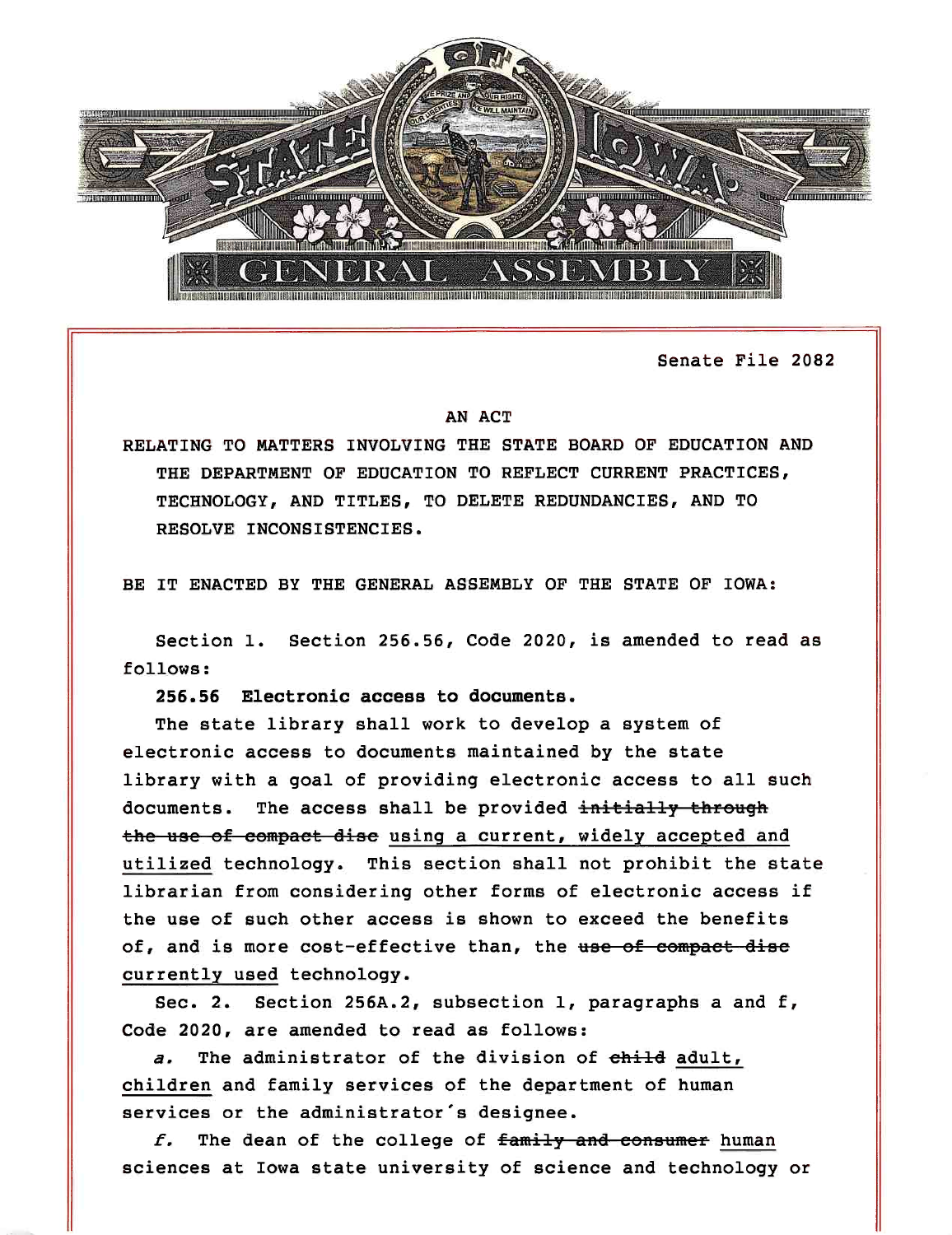Senate File 2082

AN ACT

RELATING TO MATTERS INVOLVING THE STATE BOARD OF EDUCATION AND THE DEPARTMENT OF EDUCATION TO REFLECT CURRENT PRACTICES, TECHNOLOGY, AND TITLES, TO DELETE REDUNDANCIES, AND TO RESOLVE INCONSISTENCIES.

BE IT ENACTED BY THE GENERAL ASSEMBLY OF THE STATE OF IOWA:

Section 1. Section 256.56, Code 2020, is amended to read as follows:

**256.56 Electronic access to documents.**

The state library shall work to develop a system of electronic access to documents maintained by the state library with a goal of providing electronic access to all such documents. The access shall be provided ~~initially through the use of compact disc~~ <u>using a current, widely accepted and utilized</u> technology. This section shall not prohibit the state librarian from considering other forms of electronic access if the use of such other access is shown to exceed the benefits of, and is more cost-effective than, the ~~use of compact disc~~ <u>currently used</u> technology.

Sec. 2. Section 256A.2, subsection 1, paragraphs a and f, Code 2020, are amended to read as follows:

*a.* The administrator of the division of ~~child~~ <u>adult, children</u> and family services of the department of human services or the administrator's designee.

*f.* The dean of the college of ~~family and consumer~~ <u>human</u> sciences at Iowa state university of science and technology or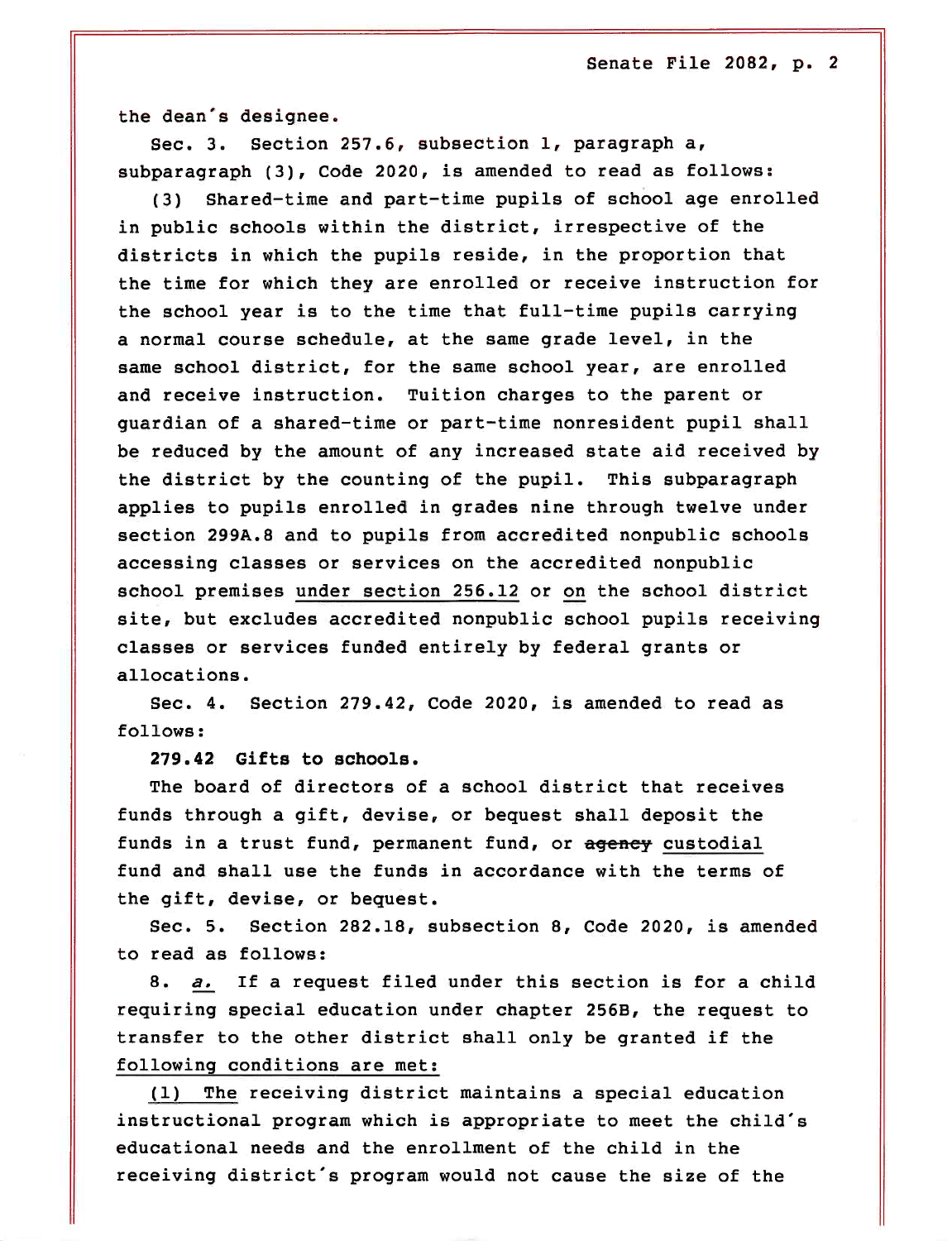the dean's designee.

Sec. 3. Section 257.6, subsection 1, paragraph a, subparagraph (3), Code 2020, is amended to read as follows:

(3) Shared-time and part-time pupils of school age enrolled in public schools within the district, irrespective of the districts in which the pupils reside, in the proportion that the time for which they are enrolled or receive instruction for the school year is to the time that full-time pupils carrying a normal course schedule, at the same grade level, in the same school district, for the same school year, are enrolled and receive instruction. Tuition charges to the parent or guardian of a shared-time or part-time nonresident pupil shall be reduced by the amount of any increased state aid received by the district by the counting of the pupil. This subparagraph applies to pupils enrolled in grades nine through twelve under section 299A.8 and to pupils from accredited nonpublic schools accessing classes or services on the accredited nonpublic school premises <u>under section 256.12</u> or <u>on</u> the school district site, but excludes accredited nonpublic school pupils receiving classes or services funded entirely by federal grants or allocations.

Sec. 4. Section 279.42, Code 2020, is amended to read as follows:

**279.42 Gifts to schools.**

The board of directors of a school district that receives funds through a gift, devise, or bequest shall deposit the funds in a trust fund, permanent fund, or ~~agency~~ <u>custodial</u> fund and shall use the funds in accordance with the terms of the gift, devise, or bequest.

Sec. 5. Section 282.18, subsection 8, Code 2020, is amended to read as follows:

8. <u>*a.*</u> If a request filed under this section is for a child requiring special education under chapter 256B, the request to transfer to the other district shall only be granted if the <u>following conditions are met:</u>

<u>(1) The</u> receiving district maintains a special education instructional program which is appropriate to meet the child's educational needs and the enrollment of the child in the receiving district's program would not cause the size of the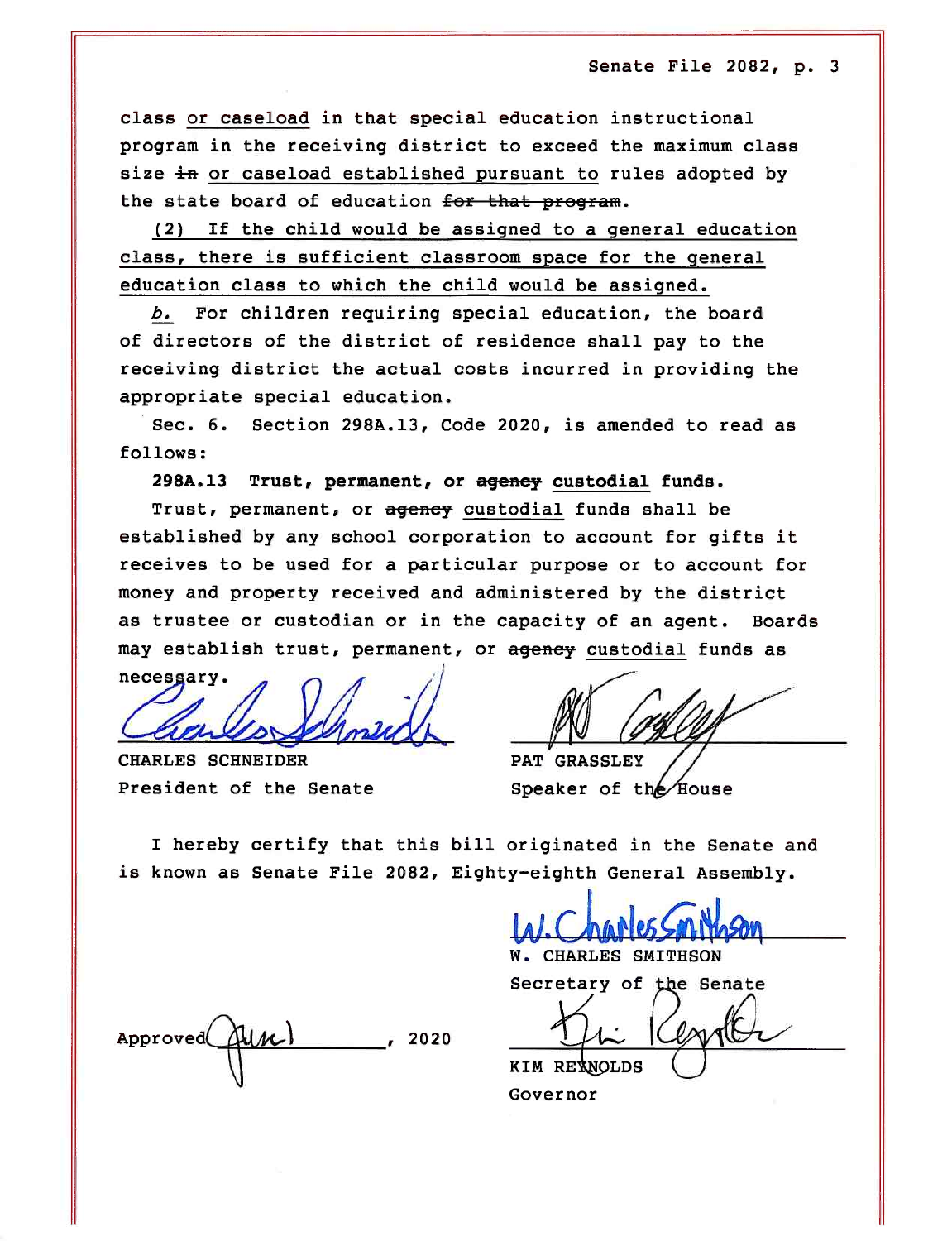class or caseload in that special education instructional program in the receiving district to exceed the maximum class size ~~in~~ or caseload established pursuant to rules adopted by the state board of education ~~for that program~~.

(2) If the child would be assigned to a general education class, there is sufficient classroom space for the general education class to which the child would be assigned.

*b.* For children requiring special education, the board of directors of the district of residence shall pay to the receiving district the actual costs incurred in providing the appropriate special education.

Sec. 6. Section 298A.13, Code 2020, is amended to read as follows:

**298A.13 Trust, permanent, or ~~agency~~ custodial funds.**

Trust, permanent, or ~~agency~~ custodial funds shall be established by any school corporation to account for gifts it receives to be used for a particular purpose or to account for money and property received and administered by the district as trustee or custodian or in the capacity of an agent. Boards may establish trust, permanent, or ~~agency~~ custodial funds as necessary.

CHARLES SCHNEIDER
President of the Senate

PAT GRASSLEY
Speaker of the House

I hereby certify that this bill originated in the Senate and is known as Senate File 2082, Eighty-eighth General Assembly.

W. CHARLES SMITHSON
Secretary of the Senate

Approved June 1, 2020

KIM REYNOLDS
Governor